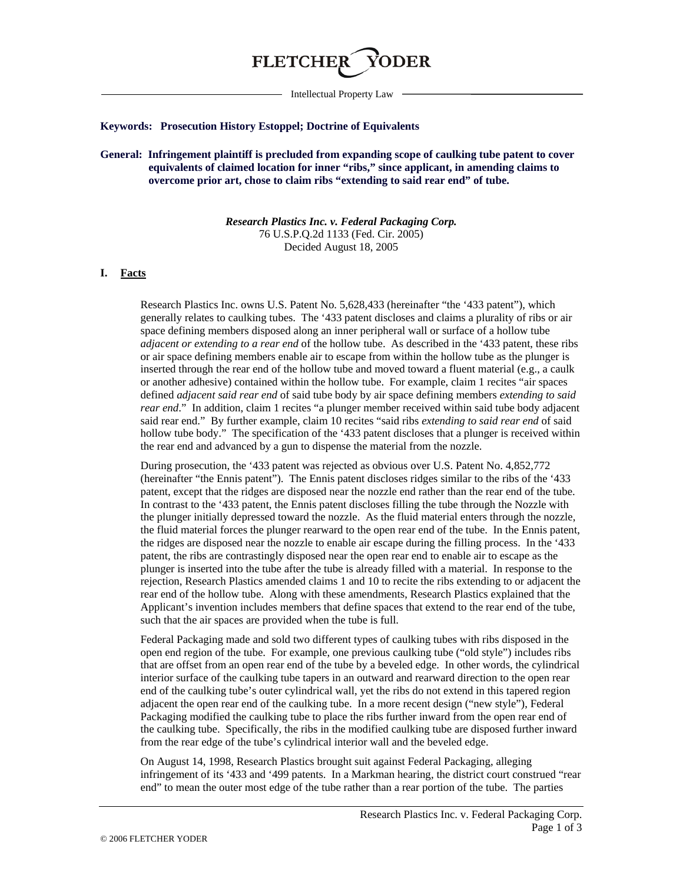# FLETCHER YODER

Intellectual Property Law

**Keywords: Prosecution History Estoppel; Doctrine of Equivalents**

**General: Infringement plaintiff is precluded from expanding scope of caulking tube patent to cover equivalents of claimed location for inner "ribs," since applicant, in amending claims to overcome prior art, chose to claim ribs "extending to said rear end" of tube.**

***Research Plastics Inc. v. Federal Packaging Corp.***
76 U.S.P.Q.2d 1133 (Fed. Cir. 2005)
Decided August 18, 2005

## I. Facts

Research Plastics Inc. owns U.S. Patent No. 5,628,433 (hereinafter "the '433 patent"), which generally relates to caulking tubes. The '433 patent discloses and claims a plurality of ribs or air space defining members disposed along an inner peripheral wall or surface of a hollow tube *adjacent or extending to a rear end* of the hollow tube. As described in the '433 patent, these ribs or air space defining members enable air to escape from within the hollow tube as the plunger is inserted through the rear end of the hollow tube and moved toward a fluent material (e.g., a caulk or another adhesive) contained within the hollow tube. For example, claim 1 recites "air spaces defined *adjacent said rear end* of said tube body by air space defining members *extending to said rear end*." In addition, claim 1 recites "a plunger member received within said tube body adjacent said rear end." By further example, claim 10 recites "said ribs *extending to said rear end* of said hollow tube body." The specification of the '433 patent discloses that a plunger is received within the rear end and advanced by a gun to dispense the material from the nozzle.

During prosecution, the '433 patent was rejected as obvious over U.S. Patent No. 4,852,772 (hereinafter "the Ennis patent"). The Ennis patent discloses ridges similar to the ribs of the '433 patent, except that the ridges are disposed near the nozzle end rather than the rear end of the tube. In contrast to the '433 patent, the Ennis patent discloses filling the tube through the Nozzle with the plunger initially depressed toward the nozzle. As the fluid material enters through the nozzle, the fluid material forces the plunger rearward to the open rear end of the tube. In the Ennis patent, the ridges are disposed near the nozzle to enable air escape during the filling process. In the '433 patent, the ribs are contrastingly disposed near the open rear end to enable air to escape as the plunger is inserted into the tube after the tube is already filled with a material. In response to the rejection, Research Plastics amended claims 1 and 10 to recite the ribs extending to or adjacent the rear end of the hollow tube. Along with these amendments, Research Plastics explained that the Applicant's invention includes members that define spaces that extend to the rear end of the tube, such that the air spaces are provided when the tube is full.

Federal Packaging made and sold two different types of caulking tubes with ribs disposed in the open end region of the tube. For example, one previous caulking tube ("old style") includes ribs that are offset from an open rear end of the tube by a beveled edge. In other words, the cylindrical interior surface of the caulking tube tapers in an outward and rearward direction to the open rear end of the caulking tube's outer cylindrical wall, yet the ribs do not extend in this tapered region adjacent the open rear end of the caulking tube. In a more recent design ("new style"), Federal Packaging modified the caulking tube to place the ribs further inward from the open rear end of the caulking tube. Specifically, the ribs in the modified caulking tube are disposed further inward from the rear edge of the tube's cylindrical interior wall and the beveled edge.

On August 14, 1998, Research Plastics brought suit against Federal Packaging, alleging infringement of its '433 and '499 patents. In a Markman hearing, the district court construed "rear end" to mean the outer most edge of the tube rather than a rear portion of the tube. The parties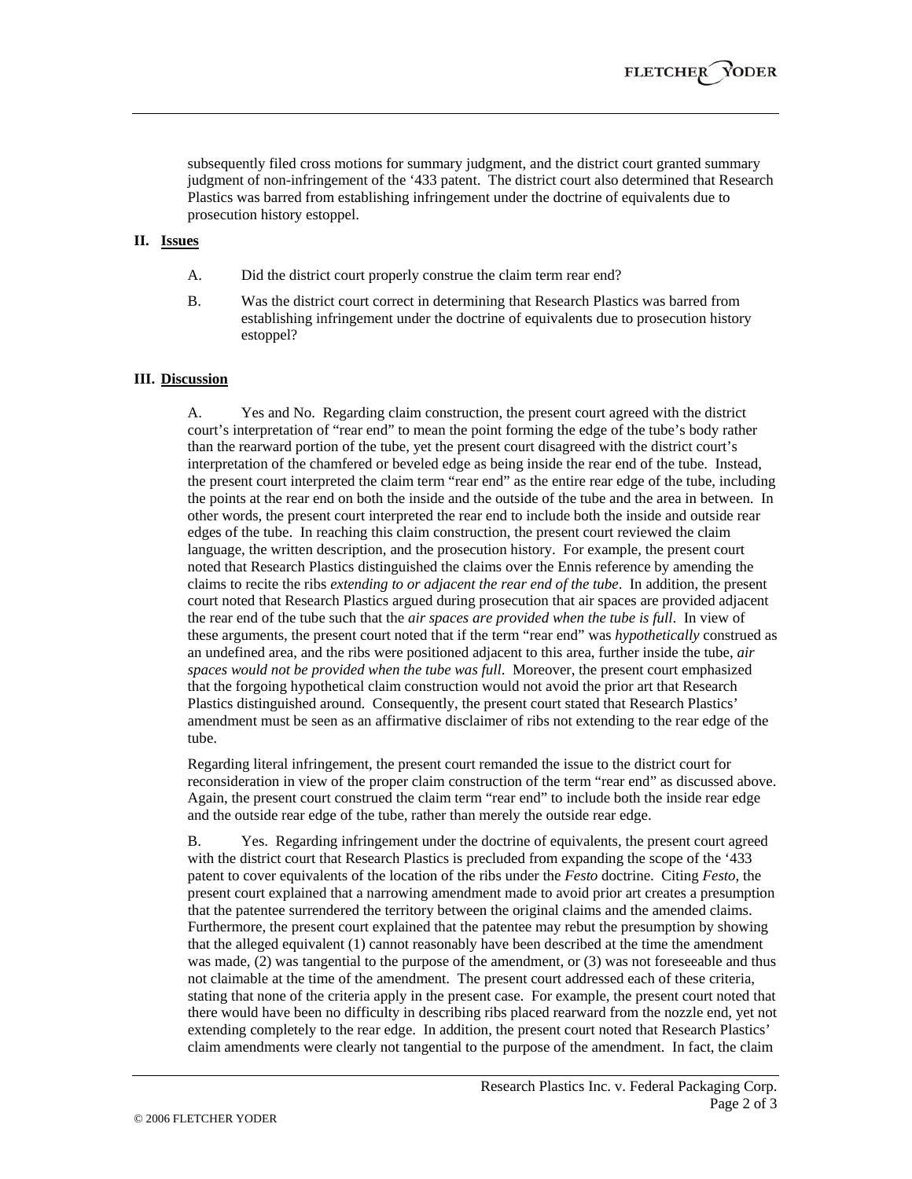subsequently filed cross motions for summary judgment, and the district court granted summary judgment of non-infringement of the '433 patent. The district court also determined that Research Plastics was barred from establishing infringement under the doctrine of equivalents due to prosecution history estoppel.

## II. Issues

A. Did the district court properly construe the claim term rear end?

B. Was the district court correct in determining that Research Plastics was barred from establishing infringement under the doctrine of equivalents due to prosecution history estoppel?

## III. Discussion

A. Yes and No. Regarding claim construction, the present court agreed with the district court's interpretation of "rear end" to mean the point forming the edge of the tube's body rather than the rearward portion of the tube, yet the present court disagreed with the district court's interpretation of the chamfered or beveled edge as being inside the rear end of the tube. Instead, the present court interpreted the claim term "rear end" as the entire rear edge of the tube, including the points at the rear end on both the inside and the outside of the tube and the area in between. In other words, the present court interpreted the rear end to include both the inside and outside rear edges of the tube. In reaching this claim construction, the present court reviewed the claim language, the written description, and the prosecution history. For example, the present court noted that Research Plastics distinguished the claims over the Ennis reference by amending the claims to recite the ribs *extending to or adjacent the rear end of the tube*. In addition, the present court noted that Research Plastics argued during prosecution that air spaces are provided adjacent the rear end of the tube such that the *air spaces are provided when the tube is full*. In view of these arguments, the present court noted that if the term "rear end" was *hypothetically* construed as an undefined area, and the ribs were positioned adjacent to this area, further inside the tube, *air spaces would not be provided when the tube was full*. Moreover, the present court emphasized that the forgoing hypothetical claim construction would not avoid the prior art that Research Plastics distinguished around. Consequently, the present court stated that Research Plastics' amendment must be seen as an affirmative disclaimer of ribs not extending to the rear edge of the tube.

Regarding literal infringement, the present court remanded the issue to the district court for reconsideration in view of the proper claim construction of the term "rear end" as discussed above. Again, the present court construed the claim term "rear end" to include both the inside rear edge and the outside rear edge of the tube, rather than merely the outside rear edge.

B. Yes. Regarding infringement under the doctrine of equivalents, the present court agreed with the district court that Research Plastics is precluded from expanding the scope of the '433 patent to cover equivalents of the location of the ribs under the *Festo* doctrine. Citing *Festo*, the present court explained that a narrowing amendment made to avoid prior art creates a presumption that the patentee surrendered the territory between the original claims and the amended claims. Furthermore, the present court explained that the patentee may rebut the presumption by showing that the alleged equivalent (1) cannot reasonably have been described at the time the amendment was made, (2) was tangential to the purpose of the amendment, or (3) was not foreseeable and thus not claimable at the time of the amendment. The present court addressed each of these criteria, stating that none of the criteria apply in the present case. For example, the present court noted that there would have been no difficulty in describing ribs placed rearward from the nozzle end, yet not extending completely to the rear edge. In addition, the present court noted that Research Plastics' claim amendments were clearly not tangential to the purpose of the amendment. In fact, the claim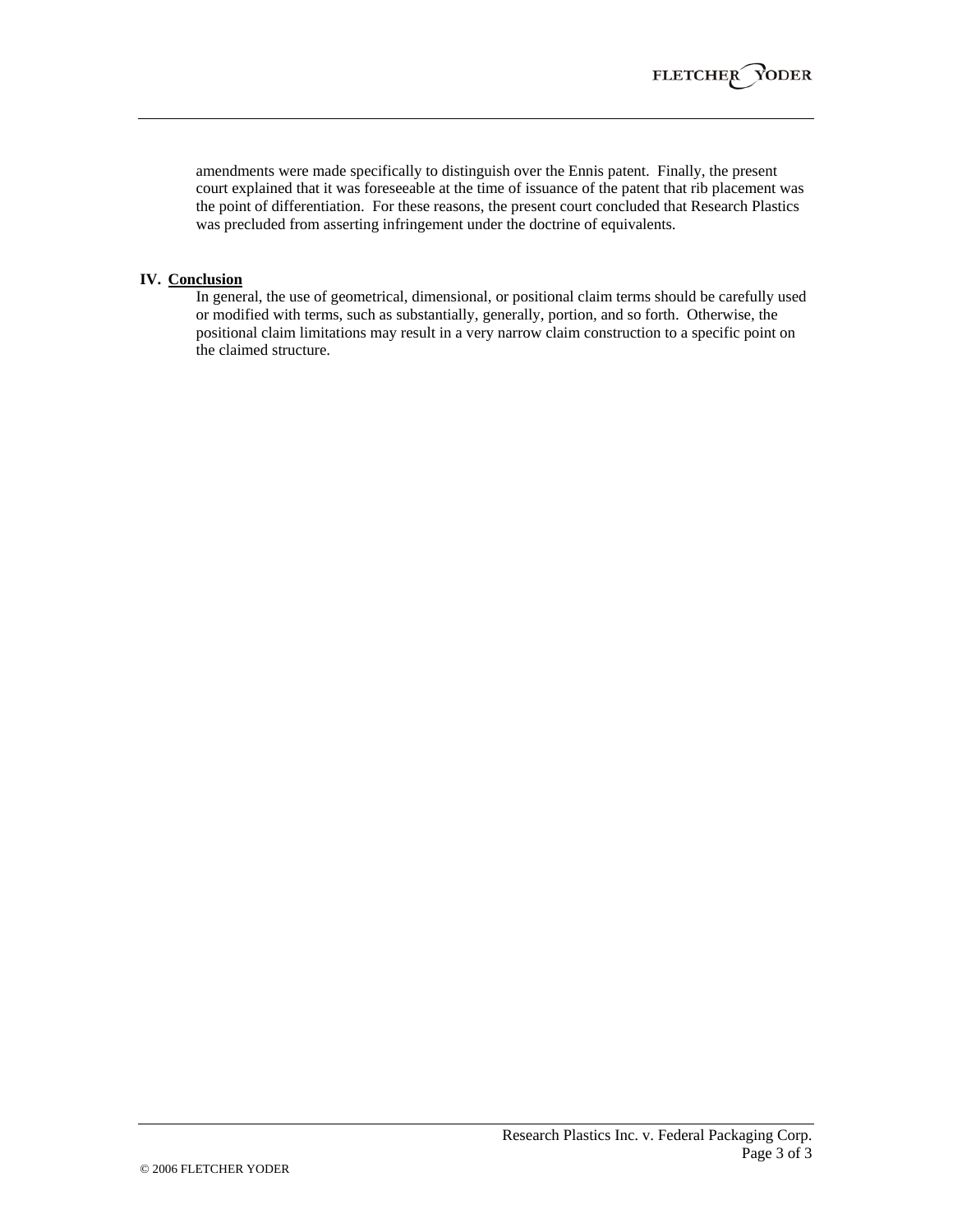amendments were made specifically to distinguish over the Ennis patent. Finally, the present court explained that it was foreseeable at the time of issuance of the patent that rib placement was the point of differentiation. For these reasons, the present court concluded that Research Plastics was precluded from asserting infringement under the doctrine of equivalents.

## IV. Conclusion

In general, the use of geometrical, dimensional, or positional claim terms should be carefully used or modified with terms, such as substantially, generally, portion, and so forth. Otherwise, the positional claim limitations may result in a very narrow claim construction to a specific point on the claimed structure.